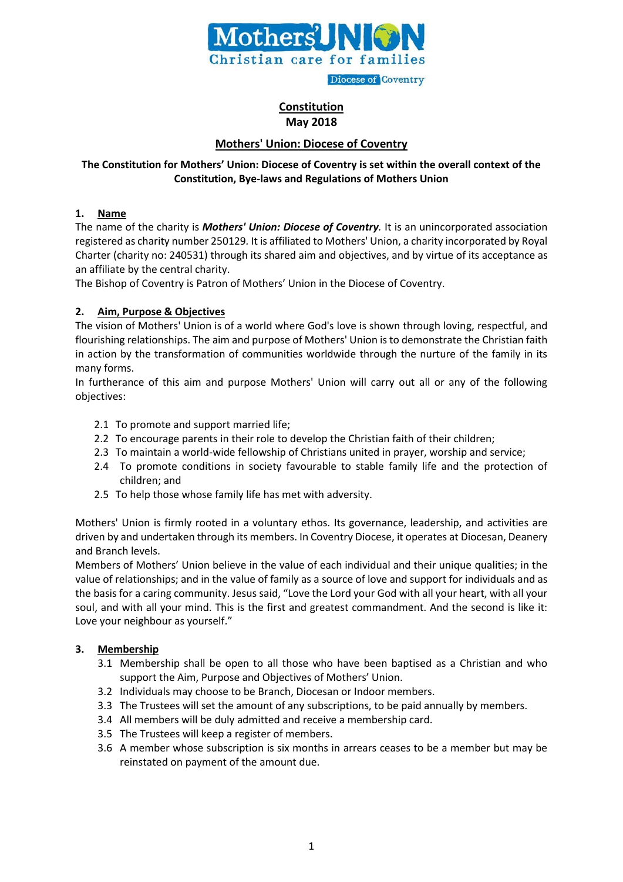Mothers' UNION
Christian care for families
Diocese of Coventry

# Constitution
**May 2018**

## Mothers' Union: Diocese of Coventry

**The Constitution for Mothers' Union: Diocese of Coventry is set within the overall context of the Constitution, Bye-laws and Regulations of Mothers Union**

### 1. Name

The name of the charity is ***Mothers' Union: Diocese of Coventry***. It is an unincorporated association registered as charity number 250129. It is affiliated to Mothers' Union, a charity incorporated by Royal Charter (charity no: 240531) through its shared aim and objectives, and by virtue of its acceptance as an affiliate by the central charity.
The Bishop of Coventry is Patron of Mothers' Union in the Diocese of Coventry.

### 2. Aim, Purpose & Objectives

The vision of Mothers' Union is of a world where God's love is shown through loving, respectful, and flourishing relationships. The aim and purpose of Mothers' Union is to demonstrate the Christian faith in action by the transformation of communities worldwide through the nurture of the family in its many forms.
In furtherance of this aim and purpose Mothers' Union will carry out all or any of the following objectives:

- 2.1 To promote and support married life;
- 2.2 To encourage parents in their role to develop the Christian faith of their children;
- 2.3 To maintain a world-wide fellowship of Christians united in prayer, worship and service;
- 2.4 To promote conditions in society favourable to stable family life and the protection of children; and
- 2.5 To help those whose family life has met with adversity.

Mothers' Union is firmly rooted in a voluntary ethos. Its governance, leadership, and activities are driven by and undertaken through its members. In Coventry Diocese, it operates at Diocesan, Deanery and Branch levels.
Members of Mothers' Union believe in the value of each individual and their unique qualities; in the value of relationships; and in the value of family as a source of love and support for individuals and as the basis for a caring community. Jesus said, "Love the Lord your God with all your heart, with all your soul, and with all your mind. This is the first and greatest commandment. And the second is like it: Love your neighbour as yourself."

### 3. Membership

- 3.1 Membership shall be open to all those who have been baptised as a Christian and who support the Aim, Purpose and Objectives of Mothers' Union.
- 3.2 Individuals may choose to be Branch, Diocesan or Indoor members.
- 3.3 The Trustees will set the amount of any subscriptions, to be paid annually by members.
- 3.4 All members will be duly admitted and receive a membership card.
- 3.5 The Trustees will keep a register of members.
- 3.6 A member whose subscription is six months in arrears ceases to be a member but may be reinstated on payment of the amount due.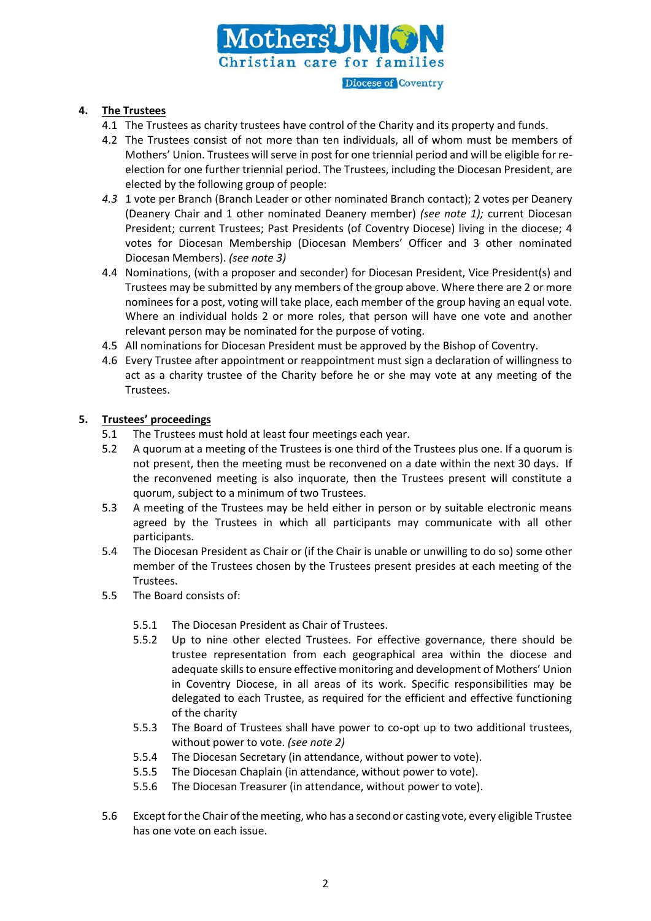## 4. The Trustees

4.1 The Trustees as charity trustees have control of the Charity and its property and funds.

4.2 The Trustees consist of not more than ten individuals, all of whom must be members of Mothers' Union. Trustees will serve in post for one triennial period and will be eligible for re-election for one further triennial period. The Trustees, including the Diocesan President, are elected by the following group of people:

*4.3* 1 vote per Branch (Branch Leader or other nominated Branch contact); 2 votes per Deanery (Deanery Chair and 1 other nominated Deanery member) *(see note 1);* current Diocesan President; current Trustees; Past Presidents (of Coventry Diocese) living in the diocese; 4 votes for Diocesan Membership (Diocesan Members' Officer and 3 other nominated Diocesan Members). *(see note 3)*

4.4 Nominations, (with a proposer and seconder) for Diocesan President, Vice President(s) and Trustees may be submitted by any members of the group above. Where there are 2 or more nominees for a post, voting will take place, each member of the group having an equal vote. Where an individual holds 2 or more roles, that person will have one vote and another relevant person may be nominated for the purpose of voting.

4.5 All nominations for Diocesan President must be approved by the Bishop of Coventry.

4.6 Every Trustee after appointment or reappointment must sign a declaration of willingness to act as a charity trustee of the Charity before he or she may vote at any meeting of the Trustees.

## 5. Trustees' proceedings

5.1 The Trustees must hold at least four meetings each year.

5.2 A quorum at a meeting of the Trustees is one third of the Trustees plus one. If a quorum is not present, then the meeting must be reconvened on a date within the next 30 days. If the reconvened meeting is also inquorate, then the Trustees present will constitute a quorum, subject to a minimum of two Trustees.

5.3 A meeting of the Trustees may be held either in person or by suitable electronic means agreed by the Trustees in which all participants may communicate with all other participants.

5.4 The Diocesan President as Chair or (if the Chair is unable or unwilling to do so) some other member of the Trustees chosen by the Trustees present presides at each meeting of the Trustees.

5.5 The Board consists of:

5.5.1 The Diocesan President as Chair of Trustees.

5.5.2 Up to nine other elected Trustees. For effective governance, there should be trustee representation from each geographical area within the diocese and adequate skills to ensure effective monitoring and development of Mothers' Union in Coventry Diocese, in all areas of its work. Specific responsibilities may be delegated to each Trustee, as required for the efficient and effective functioning of the charity

5.5.3 The Board of Trustees shall have power to co-opt up to two additional trustees, without power to vote. *(see note 2)*

5.5.4 The Diocesan Secretary (in attendance, without power to vote).

5.5.5 The Diocesan Chaplain (in attendance, without power to vote).

5.5.6 The Diocesan Treasurer (in attendance, without power to vote).

5.6 Except for the Chair of the meeting, who has a second or casting vote, every eligible Trustee has one vote on each issue.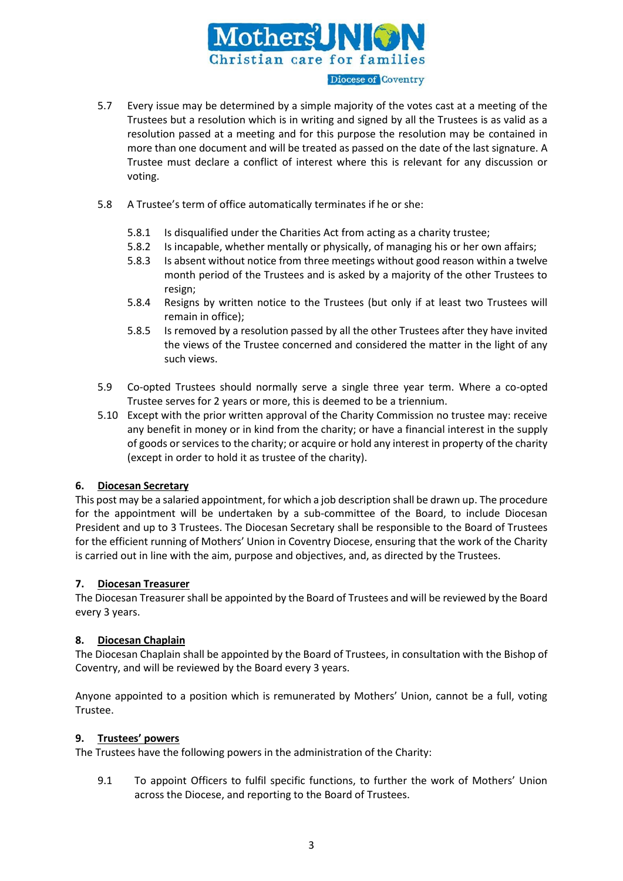5.7 Every issue may be determined by a simple majority of the votes cast at a meeting of the Trustees but a resolution which is in writing and signed by all the Trustees is as valid as a resolution passed at a meeting and for this purpose the resolution may be contained in more than one document and will be treated as passed on the date of the last signature. A Trustee must declare a conflict of interest where this is relevant for any discussion or voting.

5.8 A Trustee's term of office automatically terminates if he or she:

- 5.8.1 Is disqualified under the Charities Act from acting as a charity trustee;
- 5.8.2 Is incapable, whether mentally or physically, of managing his or her own affairs;
- 5.8.3 Is absent without notice from three meetings without good reason within a twelve month period of the Trustees and is asked by a majority of the other Trustees to resign;
- 5.8.4 Resigns by written notice to the Trustees (but only if at least two Trustees will remain in office);
- 5.8.5 Is removed by a resolution passed by all the other Trustees after they have invited the views of the Trustee concerned and considered the matter in the light of any such views.

5.9 Co-opted Trustees should normally serve a single three year term. Where a co-opted Trustee serves for 2 years or more, this is deemed to be a triennium.

5.10 Except with the prior written approval of the Charity Commission no trustee may: receive any benefit in money or in kind from the charity; or have a financial interest in the supply of goods or services to the charity; or acquire or hold any interest in property of the charity (except in order to hold it as trustee of the charity).

## 6. Diocesan Secretary

This post may be a salaried appointment, for which a job description shall be drawn up. The procedure for the appointment will be undertaken by a sub-committee of the Board, to include Diocesan President and up to 3 Trustees. The Diocesan Secretary shall be responsible to the Board of Trustees for the efficient running of Mothers' Union in Coventry Diocese, ensuring that the work of the Charity is carried out in line with the aim, purpose and objectives, and, as directed by the Trustees.

## 7. Diocesan Treasurer

The Diocesan Treasurer shall be appointed by the Board of Trustees and will be reviewed by the Board every 3 years.

## 8. Diocesan Chaplain

The Diocesan Chaplain shall be appointed by the Board of Trustees, in consultation with the Bishop of Coventry, and will be reviewed by the Board every 3 years.

Anyone appointed to a position which is remunerated by Mothers' Union, cannot be a full, voting Trustee.

## 9. Trustees' powers

The Trustees have the following powers in the administration of the Charity:

9.1 To appoint Officers to fulfil specific functions, to further the work of Mothers' Union across the Diocese, and reporting to the Board of Trustees.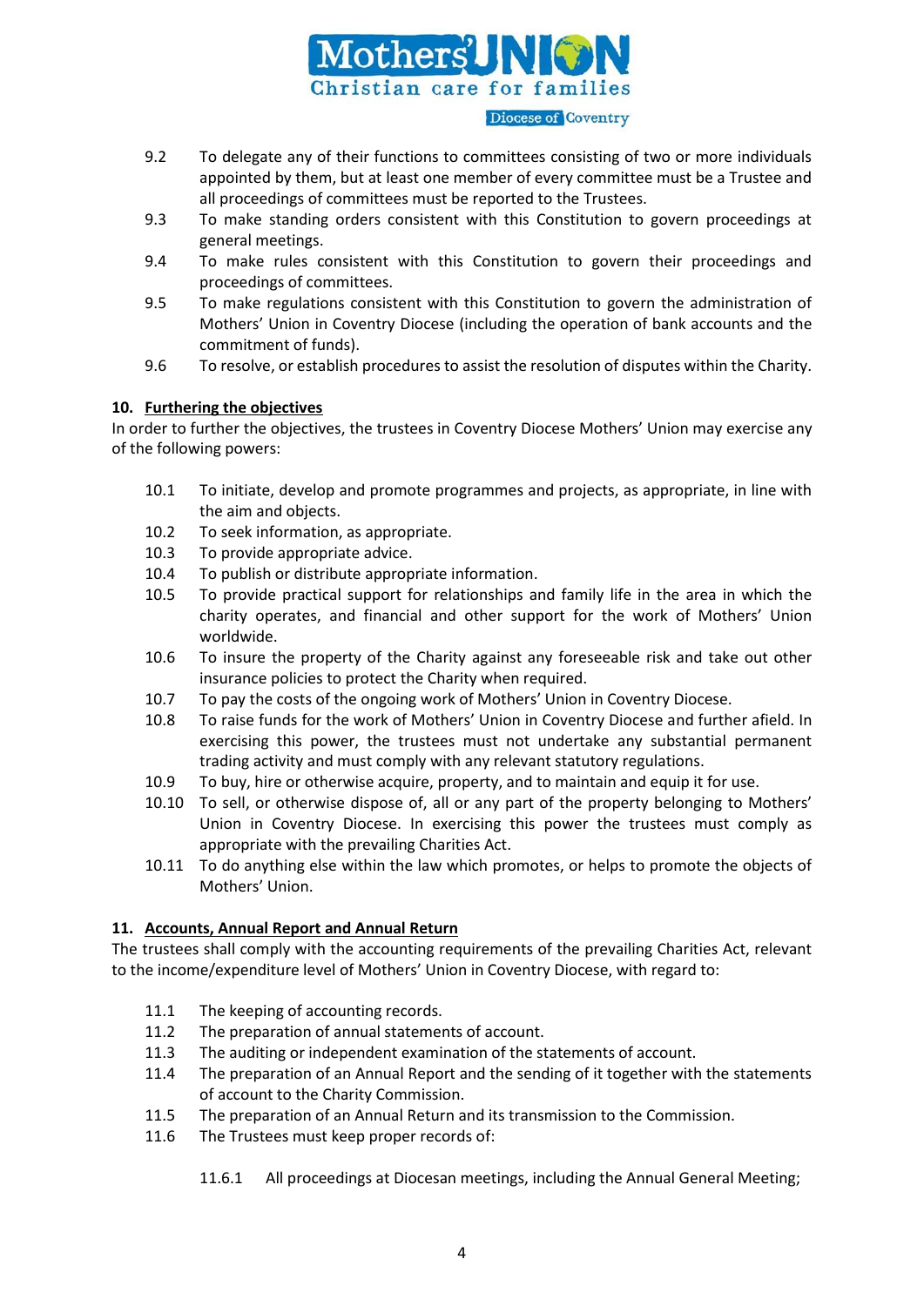9.2 To delegate any of their functions to committees consisting of two or more individuals appointed by them, but at least one member of every committee must be a Trustee and all proceedings of committees must be reported to the Trustees.

9.3 To make standing orders consistent with this Constitution to govern proceedings at general meetings.

9.4 To make rules consistent with this Constitution to govern their proceedings and proceedings of committees.

9.5 To make regulations consistent with this Constitution to govern the administration of Mothers' Union in Coventry Diocese (including the operation of bank accounts and the commitment of funds).

9.6 To resolve, or establish procedures to assist the resolution of disputes within the Charity.

## 10. Furthering the objectives

In order to further the objectives, the trustees in Coventry Diocese Mothers' Union may exercise any of the following powers:

10.1 To initiate, develop and promote programmes and projects, as appropriate, in line with the aim and objects.

10.2 To seek information, as appropriate.

10.3 To provide appropriate advice.

10.4 To publish or distribute appropriate information.

10.5 To provide practical support for relationships and family life in the area in which the charity operates, and financial and other support for the work of Mothers' Union worldwide.

10.6 To insure the property of the Charity against any foreseeable risk and take out other insurance policies to protect the Charity when required.

10.7 To pay the costs of the ongoing work of Mothers' Union in Coventry Diocese.

10.8 To raise funds for the work of Mothers' Union in Coventry Diocese and further afield. In exercising this power, the trustees must not undertake any substantial permanent trading activity and must comply with any relevant statutory regulations.

10.9 To buy, hire or otherwise acquire, property, and to maintain and equip it for use.

10.10 To sell, or otherwise dispose of, all or any part of the property belonging to Mothers' Union in Coventry Diocese. In exercising this power the trustees must comply as appropriate with the prevailing Charities Act.

10.11 To do anything else within the law which promotes, or helps to promote the objects of Mothers' Union.

## 11. Accounts, Annual Report and Annual Return

The trustees shall comply with the accounting requirements of the prevailing Charities Act, relevant to the income/expenditure level of Mothers' Union in Coventry Diocese, with regard to:

11.1 The keeping of accounting records.

11.2 The preparation of annual statements of account.

11.3 The auditing or independent examination of the statements of account.

11.4 The preparation of an Annual Report and the sending of it together with the statements of account to the Charity Commission.

11.5 The preparation of an Annual Return and its transmission to the Commission.

11.6 The Trustees must keep proper records of:

11.6.1 All proceedings at Diocesan meetings, including the Annual General Meeting;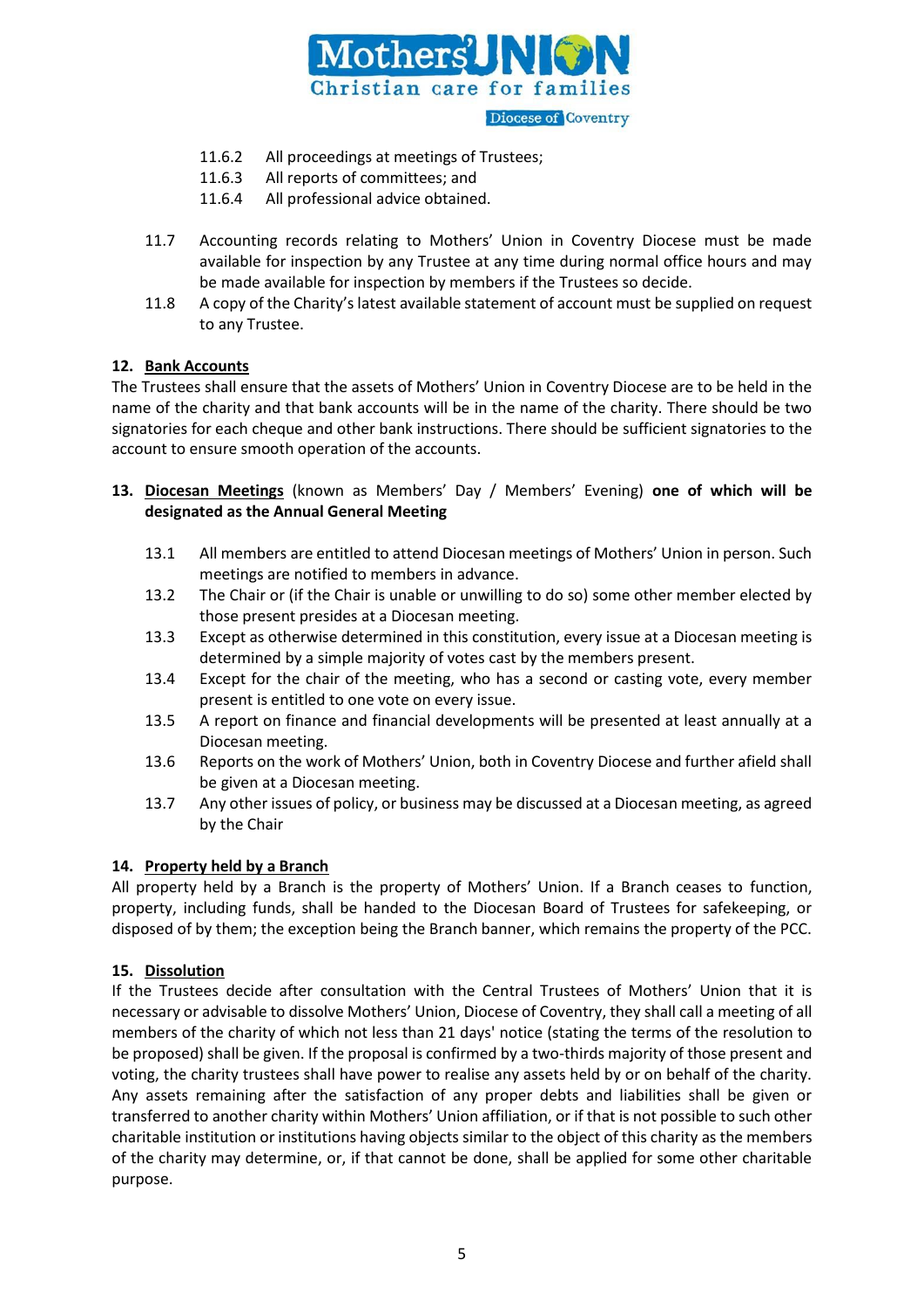11.6.2 All proceedings at meetings of Trustees;
11.6.3 All reports of committees; and
11.6.4 All professional advice obtained.

11.7 Accounting records relating to Mothers' Union in Coventry Diocese must be made available for inspection by any Trustee at any time during normal office hours and may be made available for inspection by members if the Trustees so decide.

11.8 A copy of the Charity's latest available statement of account must be supplied on request to any Trustee.

## 12. <u>Bank Accounts</u>

The Trustees shall ensure that the assets of Mothers' Union in Coventry Diocese are to be held in the name of the charity and that bank accounts will be in the name of the charity. There should be two signatories for each cheque and other bank instructions. There should be sufficient signatories to the account to ensure smooth operation of the accounts.

## 13. <u>Diocesan Meetings</u> (known as Members' Day / Members' Evening) **one of which will be designated as the Annual General Meeting**

13.1 All members are entitled to attend Diocesan meetings of Mothers' Union in person. Such meetings are notified to members in advance.

13.2 The Chair or (if the Chair is unable or unwilling to do so) some other member elected by those present presides at a Diocesan meeting.

13.3 Except as otherwise determined in this constitution, every issue at a Diocesan meeting is determined by a simple majority of votes cast by the members present.

13.4 Except for the chair of the meeting, who has a second or casting vote, every member present is entitled to one vote on every issue.

13.5 A report on finance and financial developments will be presented at least annually at a Diocesan meeting.

13.6 Reports on the work of Mothers' Union, both in Coventry Diocese and further afield shall be given at a Diocesan meeting.

13.7 Any other issues of policy, or business may be discussed at a Diocesan meeting, as agreed by the Chair

## 14. <u>Property held by a Branch</u>

All property held by a Branch is the property of Mothers' Union. If a Branch ceases to function, property, including funds, shall be handed to the Diocesan Board of Trustees for safekeeping, or disposed of by them; the exception being the Branch banner, which remains the property of the PCC.

## 15. <u>Dissolution</u>

If the Trustees decide after consultation with the Central Trustees of Mothers' Union that it is necessary or advisable to dissolve Mothers' Union, Diocese of Coventry, they shall call a meeting of all members of the charity of which not less than 21 days' notice (stating the terms of the resolution to be proposed) shall be given. If the proposal is confirmed by a two-thirds majority of those present and voting, the charity trustees shall have power to realise any assets held by or on behalf of the charity. Any assets remaining after the satisfaction of any proper debts and liabilities shall be given or transferred to another charity within Mothers' Union affiliation, or if that is not possible to such other charitable institution or institutions having objects similar to the object of this charity as the members of the charity may determine, or, if that cannot be done, shall be applied for some other charitable purpose.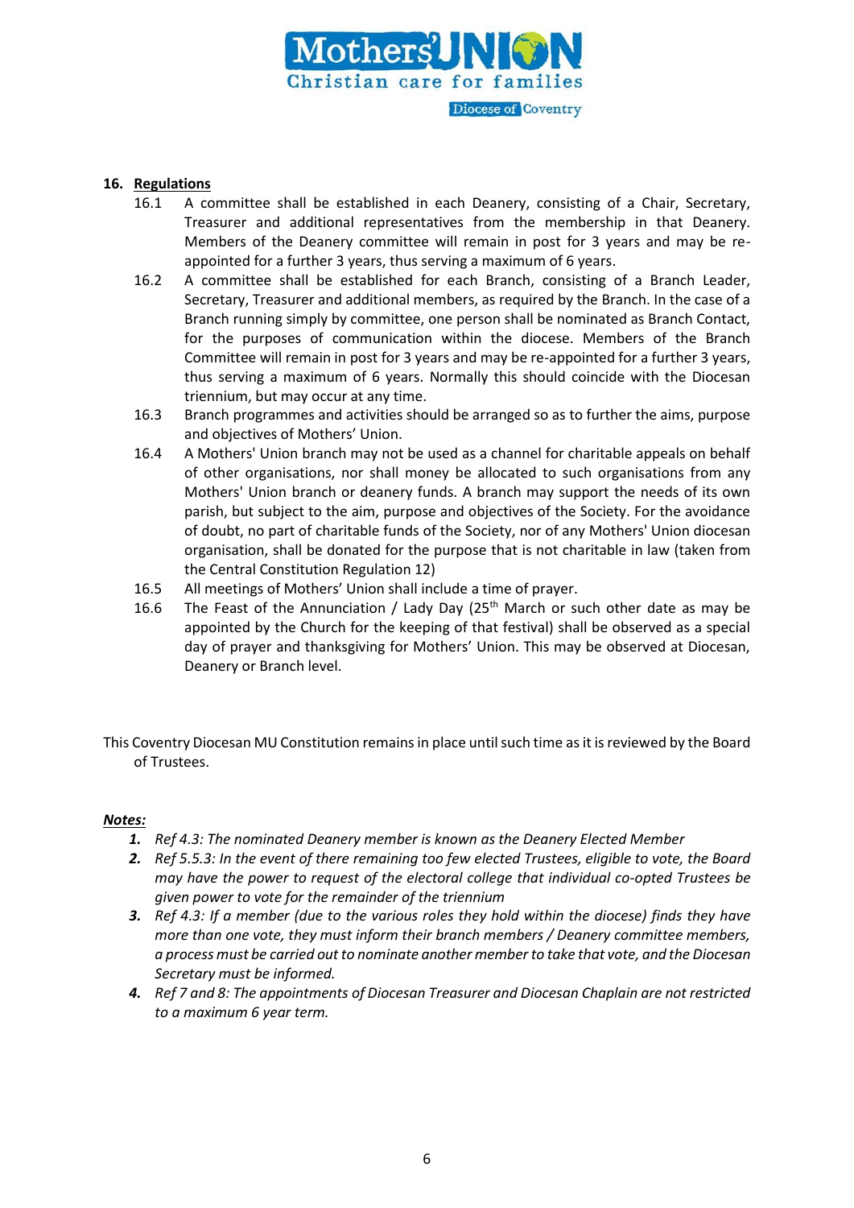## 16. Regulations

16.1 A committee shall be established in each Deanery, consisting of a Chair, Secretary, Treasurer and additional representatives from the membership in that Deanery. Members of the Deanery committee will remain in post for 3 years and may be re-appointed for a further 3 years, thus serving a maximum of 6 years.

16.2 A committee shall be established for each Branch, consisting of a Branch Leader, Secretary, Treasurer and additional members, as required by the Branch. In the case of a Branch running simply by committee, one person shall be nominated as Branch Contact, for the purposes of communication within the diocese. Members of the Branch Committee will remain in post for 3 years and may be re-appointed for a further 3 years, thus serving a maximum of 6 years. Normally this should coincide with the Diocesan triennium, but may occur at any time.

16.3 Branch programmes and activities should be arranged so as to further the aims, purpose and objectives of Mothers' Union.

16.4 A Mothers' Union branch may not be used as a channel for charitable appeals on behalf of other organisations, nor shall money be allocated to such organisations from any Mothers' Union branch or deanery funds. A branch may support the needs of its own parish, but subject to the aim, purpose and objectives of the Society. For the avoidance of doubt, no part of charitable funds of the Society, nor of any Mothers' Union diocesan organisation, shall be donated for the purpose that is not charitable in law (taken from the Central Constitution Regulation 12)

16.5 All meetings of Mothers' Union shall include a time of prayer.

16.6 The Feast of the Annunciation / Lady Day (25th March or such other date as may be appointed by the Church for the keeping of that festival) shall be observed as a special day of prayer and thanksgiving for Mothers' Union. This may be observed at Diocesan, Deanery or Branch level.

This Coventry Diocesan MU Constitution remains in place until such time as it is reviewed by the Board of Trustees.

***Notes:***

1. *Ref 4.3: The nominated Deanery member is known as the Deanery Elected Member*
2. *Ref 5.5.3: In the event of there remaining too few elected Trustees, eligible to vote, the Board may have the power to request of the electoral college that individual co-opted Trustees be given power to vote for the remainder of the triennium*
3. *Ref 4.3: If a member (due to the various roles they hold within the diocese) finds they have more than one vote, they must inform their branch members / Deanery committee members, a process must be carried out to nominate another member to take that vote, and the Diocesan Secretary must be informed.*
4. *Ref 7 and 8: The appointments of Diocesan Treasurer and Diocesan Chaplain are not restricted to a maximum 6 year term.*